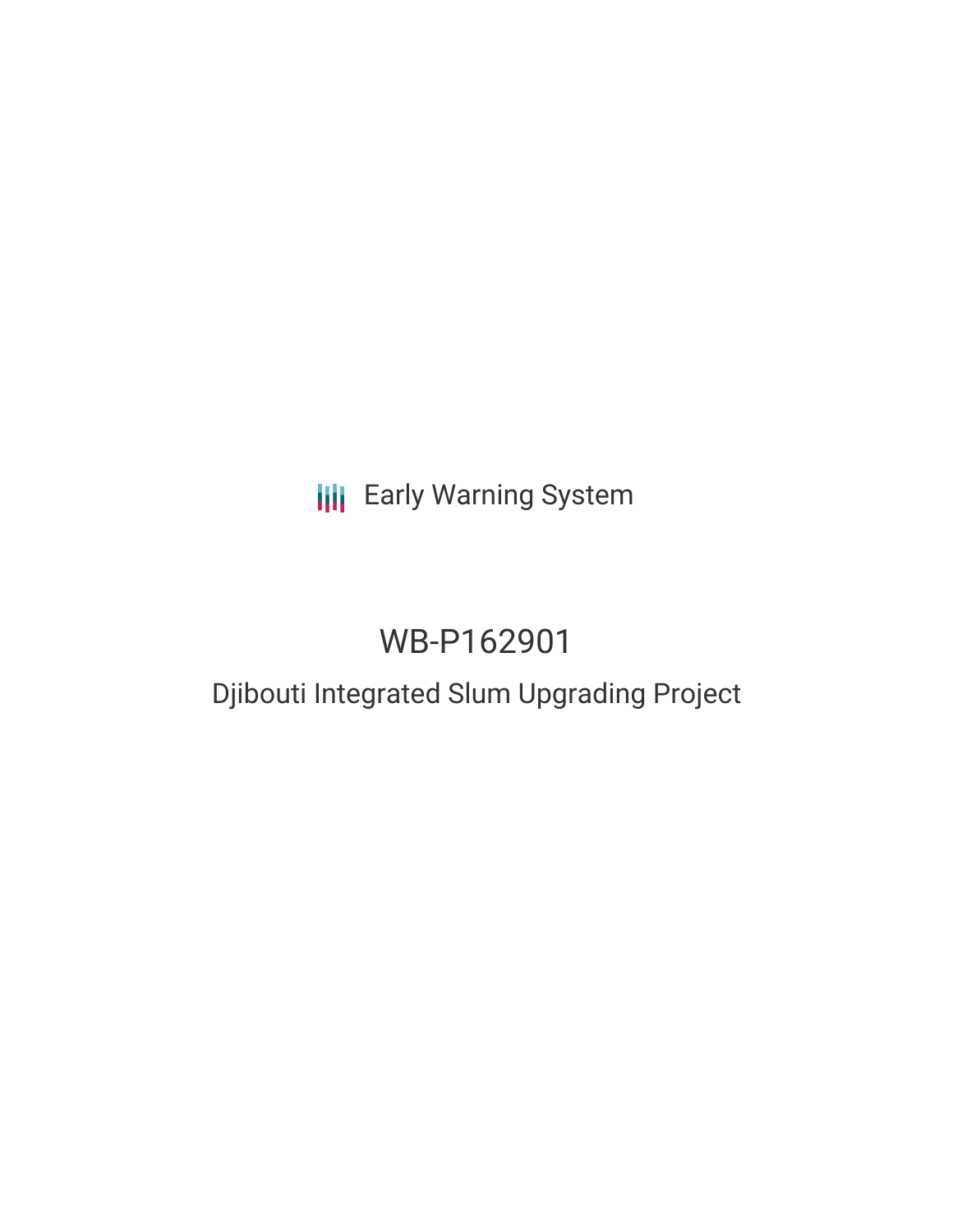Early Warning System

# WB-P162901

## Djibouti Integrated Slum Upgrading Project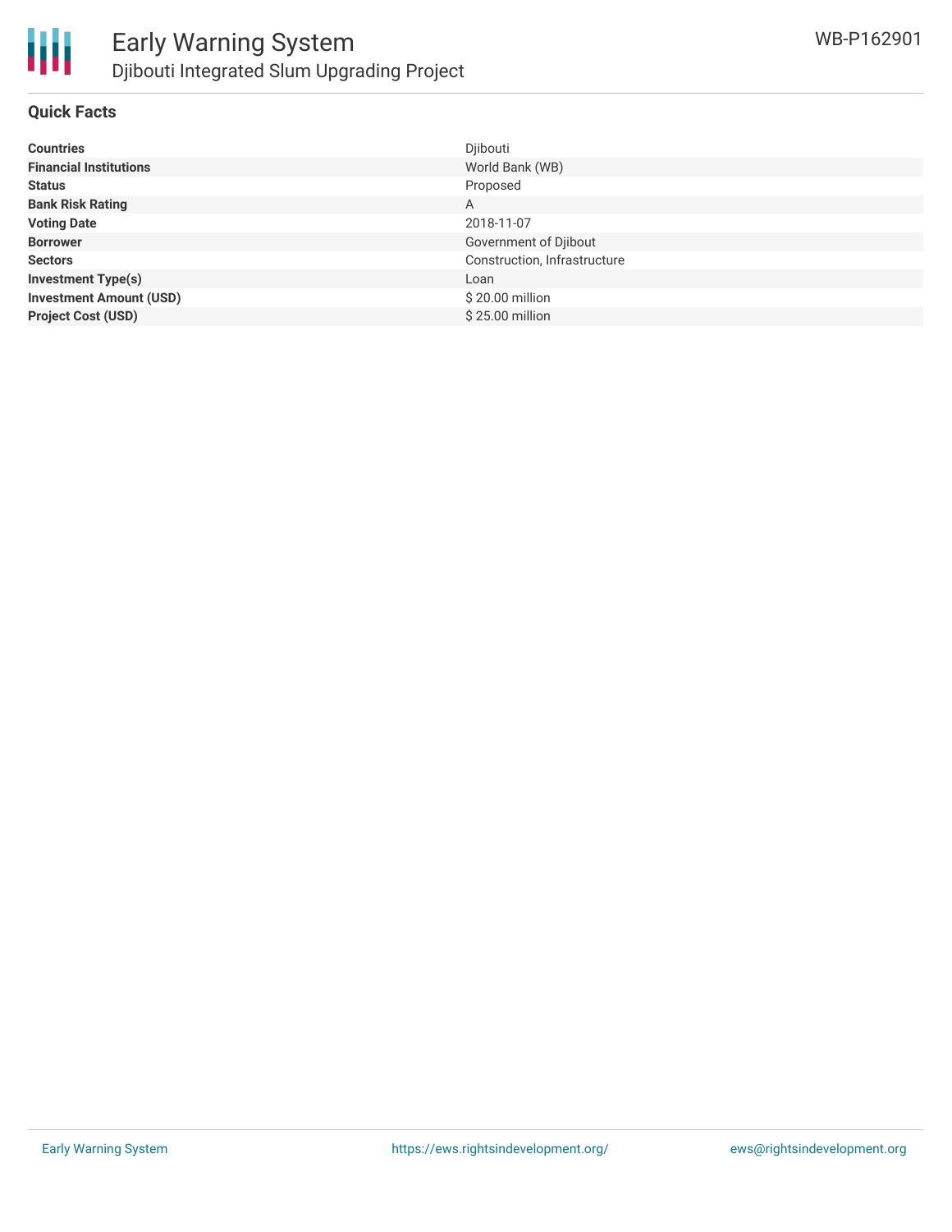## Quick Facts

| | |
|---|---|
| **Countries** | Djibouti |
| **Financial Institutions** | World Bank (WB) |
| **Status** | Proposed |
| **Bank Risk Rating** | A |
| **Voting Date** | 2018-11-07 |
| **Borrower** | Government of Djibout |
| **Sectors** | Construction, Infrastructure |
| **Investment Type(s)** | Loan |
| **Investment Amount (USD)** | $ 20.00 million |
| **Project Cost (USD)** | $ 25.00 million |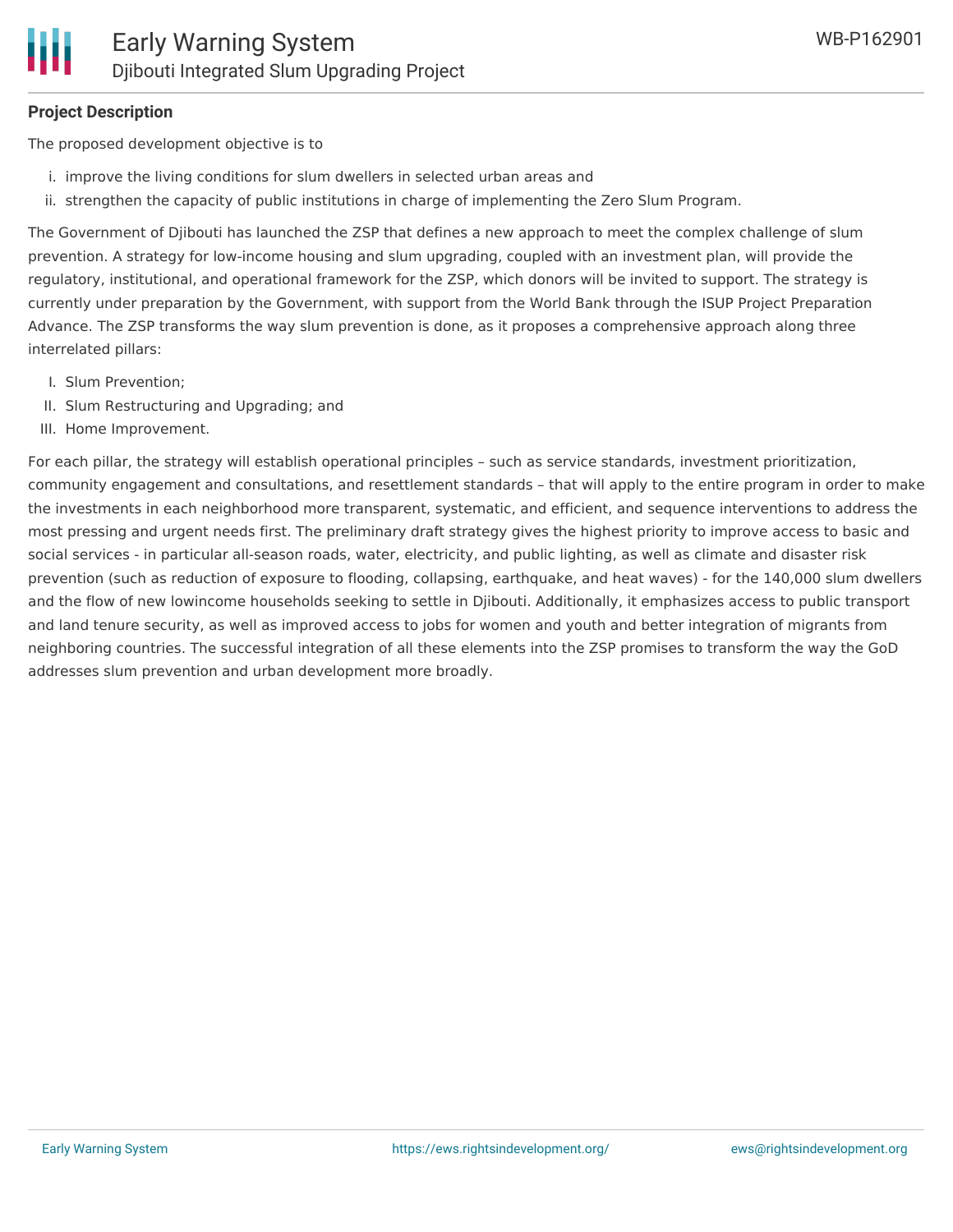**Project Description**

The proposed development objective is to

i. improve the living conditions for slum dwellers in selected urban areas and
ii. strengthen the capacity of public institutions in charge of implementing the Zero Slum Program.

The Government of Djibouti has launched the ZSP that defines a new approach to meet the complex challenge of slum prevention. A strategy for low-income housing and slum upgrading, coupled with an investment plan, will provide the regulatory, institutional, and operational framework for the ZSP, which donors will be invited to support. The strategy is currently under preparation by the Government, with support from the World Bank through the ISUP Project Preparation Advance. The ZSP transforms the way slum prevention is done, as it proposes a comprehensive approach along three interrelated pillars:

I. Slum Prevention;
II. Slum Restructuring and Upgrading; and
III. Home Improvement.

For each pillar, the strategy will establish operational principles – such as service standards, investment prioritization, community engagement and consultations, and resettlement standards – that will apply to the entire program in order to make the investments in each neighborhood more transparent, systematic, and efficient, and sequence interventions to address the most pressing and urgent needs first. The preliminary draft strategy gives the highest priority to improve access to basic and social services - in particular all-season roads, water, electricity, and public lighting, as well as climate and disaster risk prevention (such as reduction of exposure to flooding, collapsing, earthquake, and heat waves) - for the 140,000 slum dwellers and the flow of new lowincome households seeking to settle in Djibouti. Additionally, it emphasizes access to public transport and land tenure security, as well as improved access to jobs for women and youth and better integration of migrants from neighboring countries. The successful integration of all these elements into the ZSP promises to transform the way the GoD addresses slum prevention and urban development more broadly.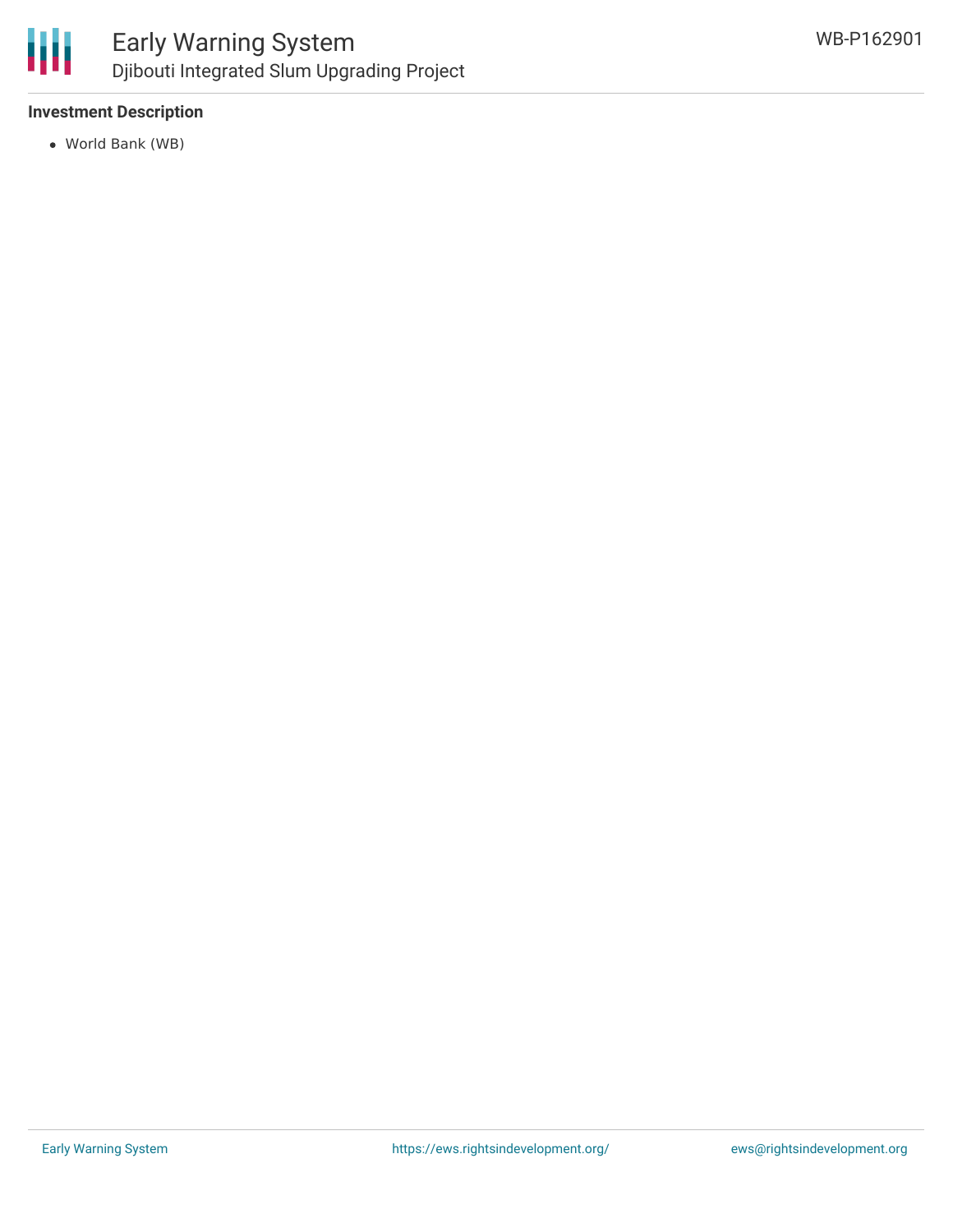**Investment Description**

- World Bank (WB)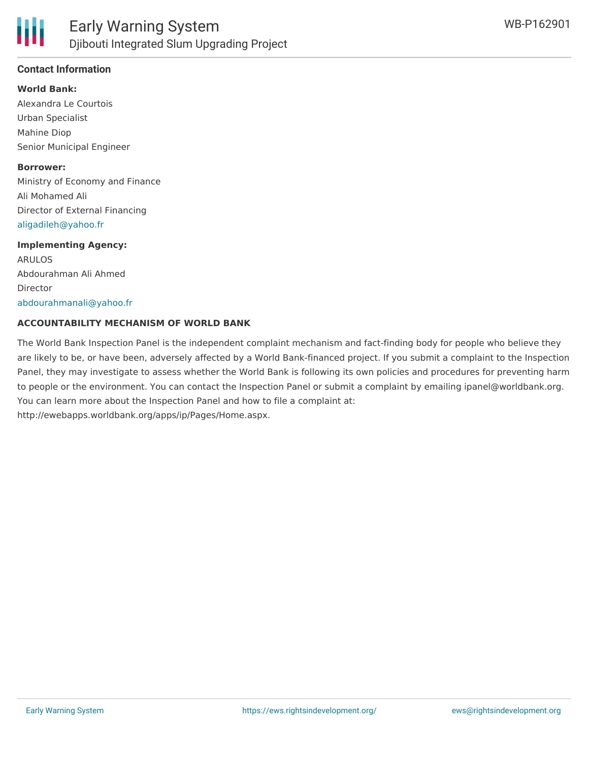## Contact Information

**World Bank:**

Alexandra Le Courtois
Urban Specialist
Mahine Diop
Senior Municipal Engineer

**Borrower:**

Ministry of Economy and Finance
Ali Mohamed Ali
Director of External Financing
aligadileh@yahoo.fr

**Implementing Agency:**

ARULOS
Abdourahman Ali Ahmed
Director
abdourahmanali@yahoo.fr

**ACCOUNTABILITY MECHANISM OF WORLD BANK**

The World Bank Inspection Panel is the independent complaint mechanism and fact-finding body for people who believe they are likely to be, or have been, adversely affected by a World Bank-financed project. If you submit a complaint to the Inspection Panel, they may investigate to assess whether the World Bank is following its own policies and procedures for preventing harm to people or the environment. You can contact the Inspection Panel or submit a complaint by emailing ipanel@worldbank.org. You can learn more about the Inspection Panel and how to file a complaint at: http://ewebapps.worldbank.org/apps/ip/Pages/Home.aspx.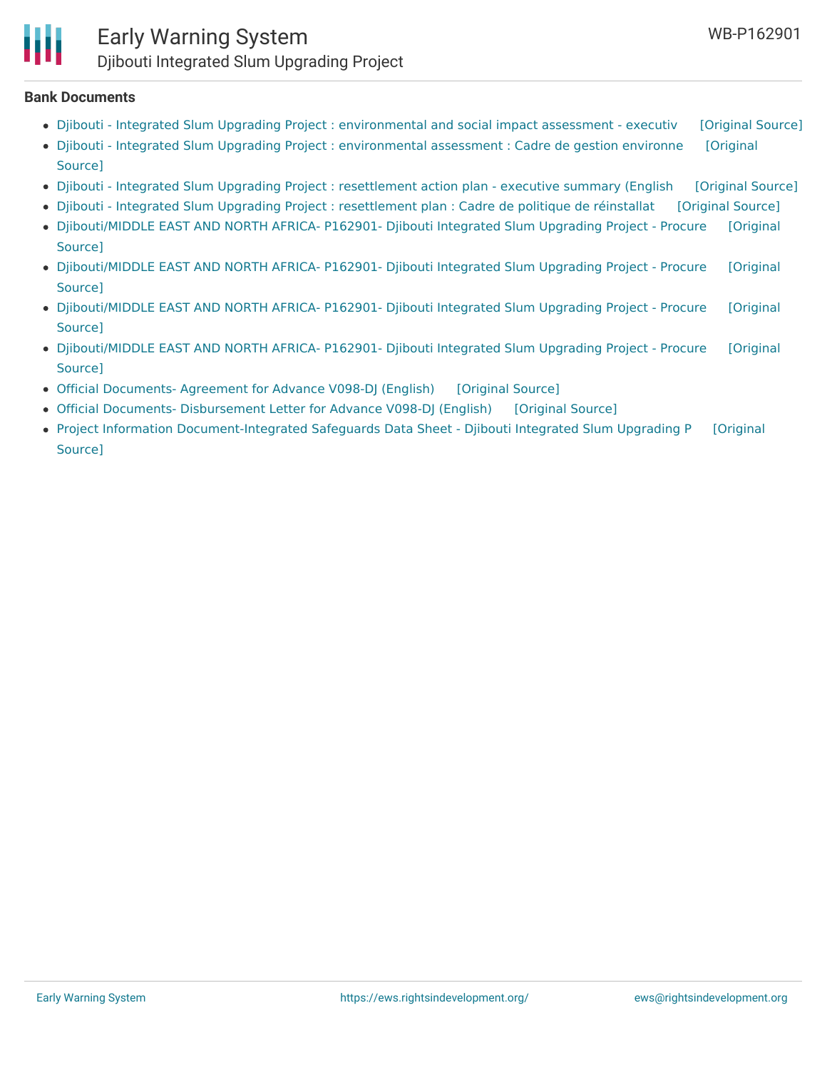**Bank Documents**

- Djibouti - Integrated Slum Upgrading Project : environmental and social impact assessment - executiv [Original Source]
- Djibouti - Integrated Slum Upgrading Project : environmental assessment : Cadre de gestion environne [Original Source]
- Djibouti - Integrated Slum Upgrading Project : resettlement action plan - executive summary (English [Original Source]
- Djibouti - Integrated Slum Upgrading Project : resettlement plan : Cadre de politique de réinstallat [Original Source]
- Djibouti/MIDDLE EAST AND NORTH AFRICA- P162901- Djibouti Integrated Slum Upgrading Project - Procure [Original Source]
- Djibouti/MIDDLE EAST AND NORTH AFRICA- P162901- Djibouti Integrated Slum Upgrading Project - Procure [Original Source]
- Djibouti/MIDDLE EAST AND NORTH AFRICA- P162901- Djibouti Integrated Slum Upgrading Project - Procure [Original Source]
- Djibouti/MIDDLE EAST AND NORTH AFRICA- P162901- Djibouti Integrated Slum Upgrading Project - Procure [Original Source]
- Official Documents- Agreement for Advance V098-DJ (English) [Original Source]
- Official Documents- Disbursement Letter for Advance V098-DJ (English) [Original Source]
- Project Information Document-Integrated Safeguards Data Sheet - Djibouti Integrated Slum Upgrading P [Original Source]